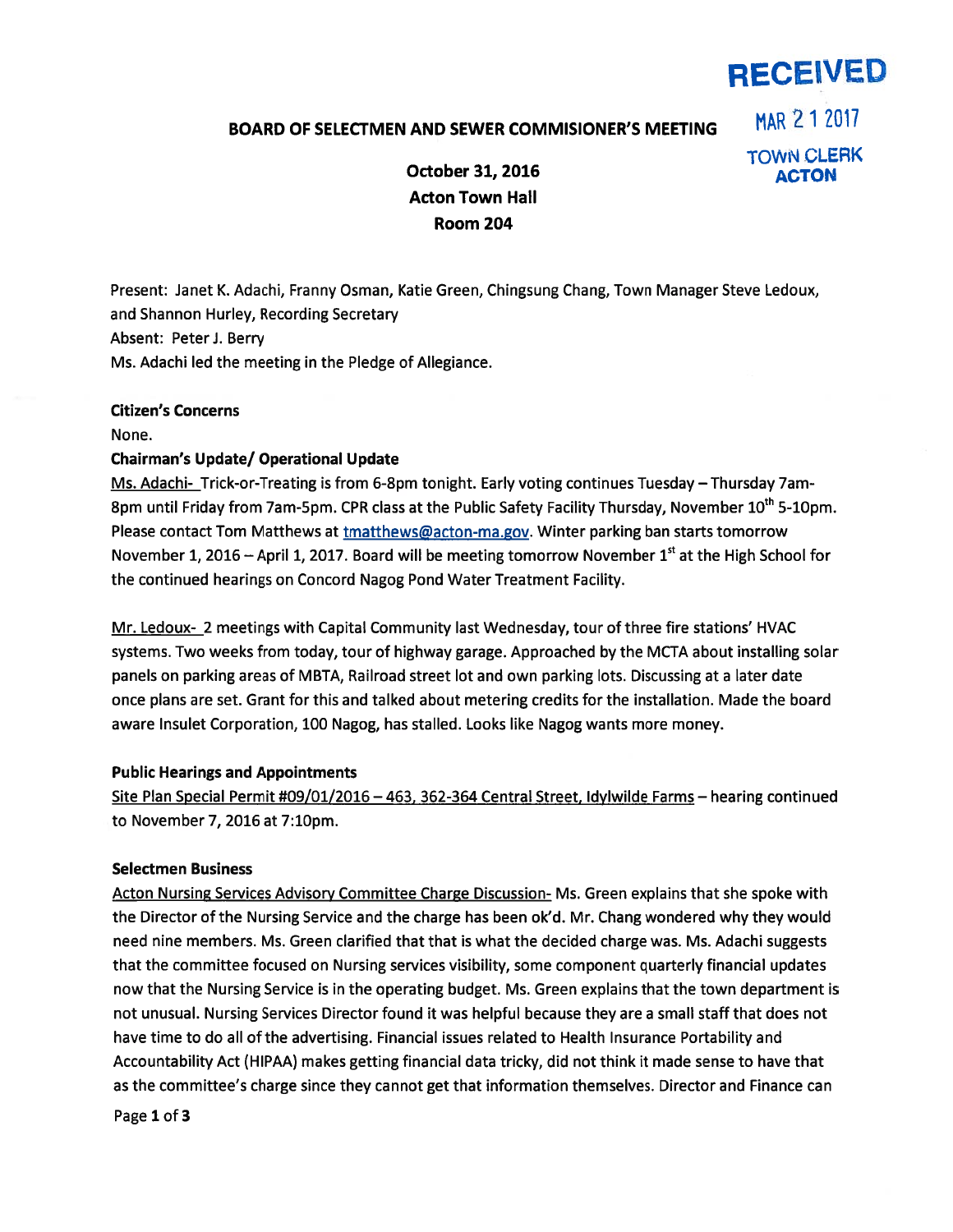RECEIVED

MAR 21 2017

TOWN CLERK
ACTON

## BOARD OF SELECTMEN AND SEWER COMMISIONER'S MEETING

**October 31, 2016**
**Acton Town Hall**
**Room 204**

Present: Janet K. Adachi, Franny Osman, Katie Green, Chingsung Chang, Town Manager Steve Ledoux, and Shannon Hurley, Recording Secretary
Absent: Peter J. Berry
Ms. Adachi led the meeting in the Pledge of Allegiance.

**Citizen's Concerns**
None.

**Chairman's Update/ Operational Update**
Ms. Adachi- Trick-or-Treating is from 6-8pm tonight. Early voting continues Tuesday – Thursday 7am-8pm until Friday from 7am-5pm. CPR class at the Public Safety Facility Thursday, November 10th 5-10pm. Please contact Tom Matthews at tmatthews@acton-ma.gov. Winter parking ban starts tomorrow November 1, 2016 – April 1, 2017. Board will be meeting tomorrow November 1st at the High School for the continued hearings on Concord Nagog Pond Water Treatment Facility.

Mr. Ledoux- 2 meetings with Capital Community last Wednesday, tour of three fire stations' HVAC systems. Two weeks from today, tour of highway garage. Approached by the MCTA about installing solar panels on parking areas of MBTA, Railroad street lot and own parking lots. Discussing at a later date once plans are set. Grant for this and talked about metering credits for the installation. Made the board aware Insulet Corporation, 100 Nagog, has stalled. Looks like Nagog wants more money.

**Public Hearings and Appointments**
Site Plan Special Permit #09/01/2016 – 463, 362-364 Central Street, Idylwilde Farms – hearing continued to November 7, 2016 at 7:10pm.

**Selectmen Business**
Acton Nursing Services Advisory Committee Charge Discussion- Ms. Green explains that she spoke with the Director of the Nursing Service and the charge has been ok'd. Mr. Chang wondered why they would need nine members. Ms. Green clarified that that is what the decided charge was. Ms. Adachi suggests that the committee focused on Nursing services visibility, some component quarterly financial updates now that the Nursing Service is in the operating budget. Ms. Green explains that the town department is not unusual. Nursing Services Director found it was helpful because they are a small staff that does not have time to do all of the advertising. Financial issues related to Health Insurance Portability and Accountability Act (HIPAA) makes getting financial data tricky, did not think it made sense to have that as the committee's charge since they cannot get that information themselves. Director and Finance can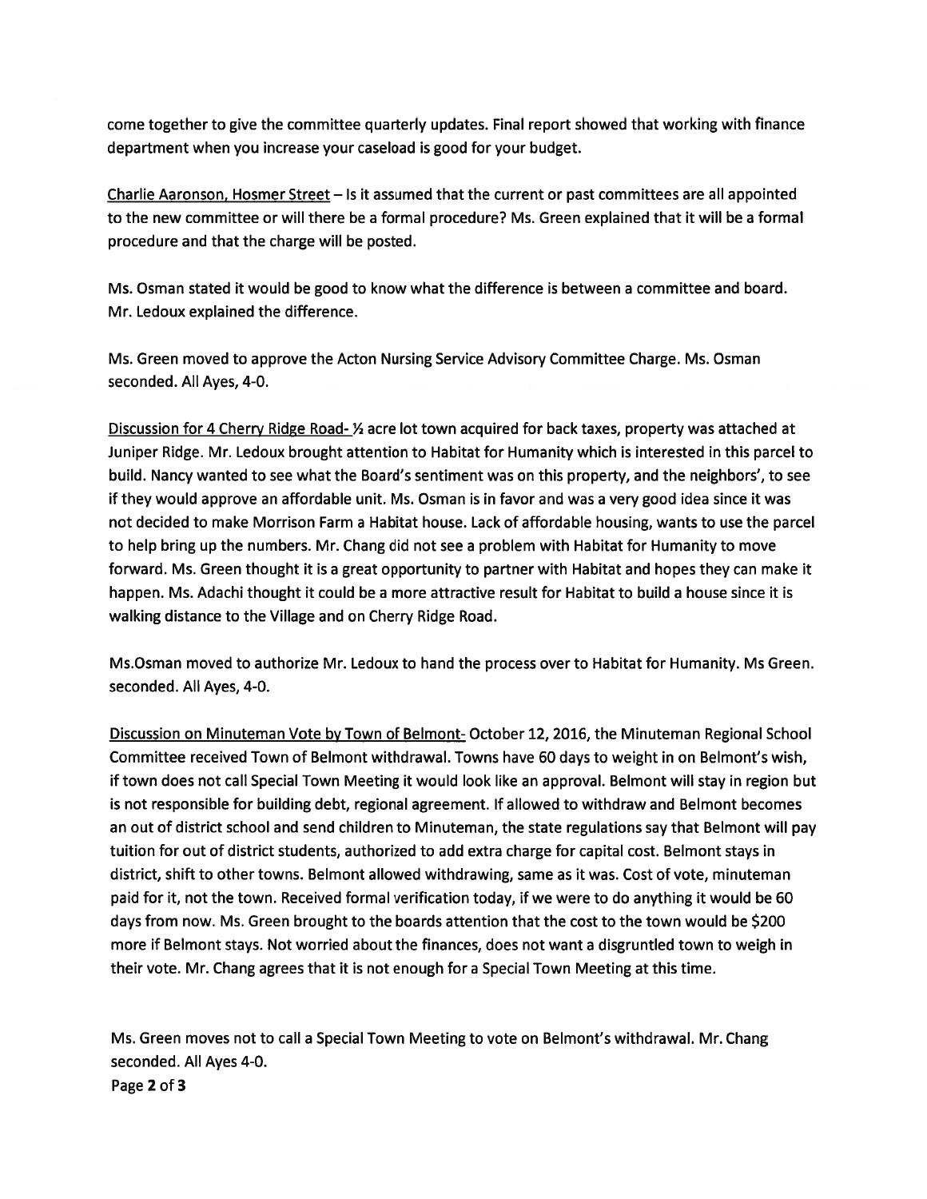come together to give the committee quarterly updates. Final report showed that working with finance department when you increase your caseload is good for your budget.

Charlie Aaronson, Hosmer Street – Is it assumed that the current or past committees are all appointed to the new committee or will there be a formal procedure? Ms. Green explained that it will be a formal procedure and that the charge will be posted.

Ms. Osman stated it would be good to know what the difference is between a committee and board. Mr. Ledoux explained the difference.

Ms. Green moved to approve the Acton Nursing Service Advisory Committee Charge. Ms. Osman seconded. All Ayes, 4-0.

Discussion for 4 Cherry Ridge Road- ½ acre lot town acquired for back taxes, property was attached at Juniper Ridge. Mr. Ledoux brought attention to Habitat for Humanity which is interested in this parcel to build. Nancy wanted to see what the Board's sentiment was on this property, and the neighbors', to see if they would approve an affordable unit. Ms. Osman is in favor and was a very good idea since it was not decided to make Morrison Farm a Habitat house. Lack of affordable housing, wants to use the parcel to help bring up the numbers. Mr. Chang did not see a problem with Habitat for Humanity to move forward. Ms. Green thought it is a great opportunity to partner with Habitat and hopes they can make it happen. Ms. Adachi thought it could be a more attractive result for Habitat to build a house since it is walking distance to the Village and on Cherry Ridge Road.

Ms.Osman moved to authorize Mr. Ledoux to hand the process over to Habitat for Humanity. Ms Green. seconded. All Ayes, 4-0.

Discussion on Minuteman Vote by Town of Belmont- October 12, 2016, the Minuteman Regional School Committee received Town of Belmont withdrawal. Towns have 60 days to weight in on Belmont's wish, if town does not call Special Town Meeting it would look like an approval. Belmont will stay in region but is not responsible for building debt, regional agreement. If allowed to withdraw and Belmont becomes an out of district school and send children to Minuteman, the state regulations say that Belmont will pay tuition for out of district students, authorized to add extra charge for capital cost. Belmont stays in district, shift to other towns. Belmont allowed withdrawing, same as it was. Cost of vote, minuteman paid for it, not the town. Received formal verification today, if we were to do anything it would be 60 days from now. Ms. Green brought to the boards attention that the cost to the town would be $200 more if Belmont stays. Not worried about the finances, does not want a disgruntled town to weigh in their vote. Mr. Chang agrees that it is not enough for a Special Town Meeting at this time.

Ms. Green moves not to call a Special Town Meeting to vote on Belmont's withdrawal. Mr. Chang seconded. All Ayes 4-0.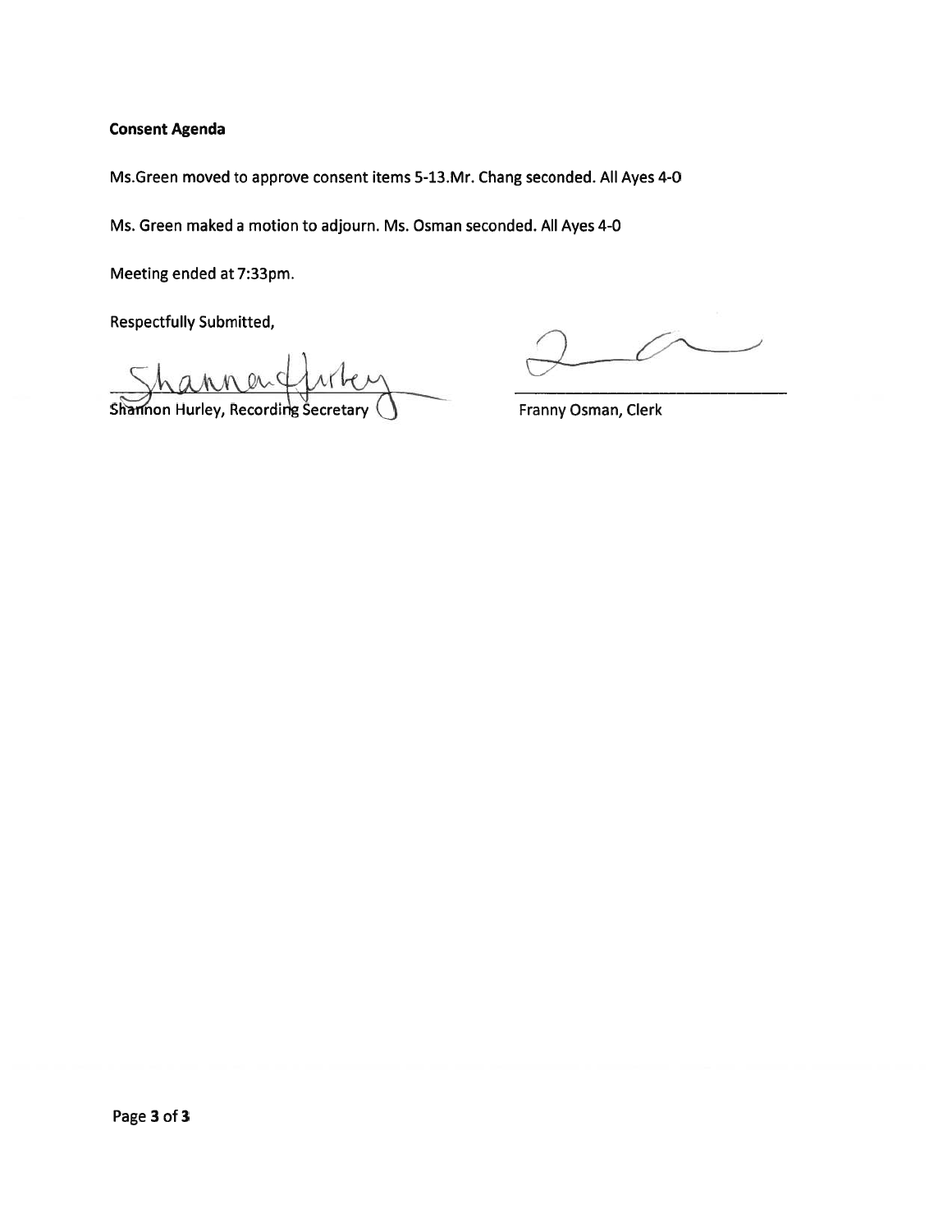**Consent Agenda**

Ms.Green moved to approve consent items 5-13.Mr. Chang seconded. All Ayes 4-0

Ms. Green maked a motion to adjourn. Ms. Osman seconded. All Ayes 4-0

Meeting ended at 7:33pm.

Respectfully Submitted,

Shannon Hurley, Recording Secretary

Franny Osman, Clerk